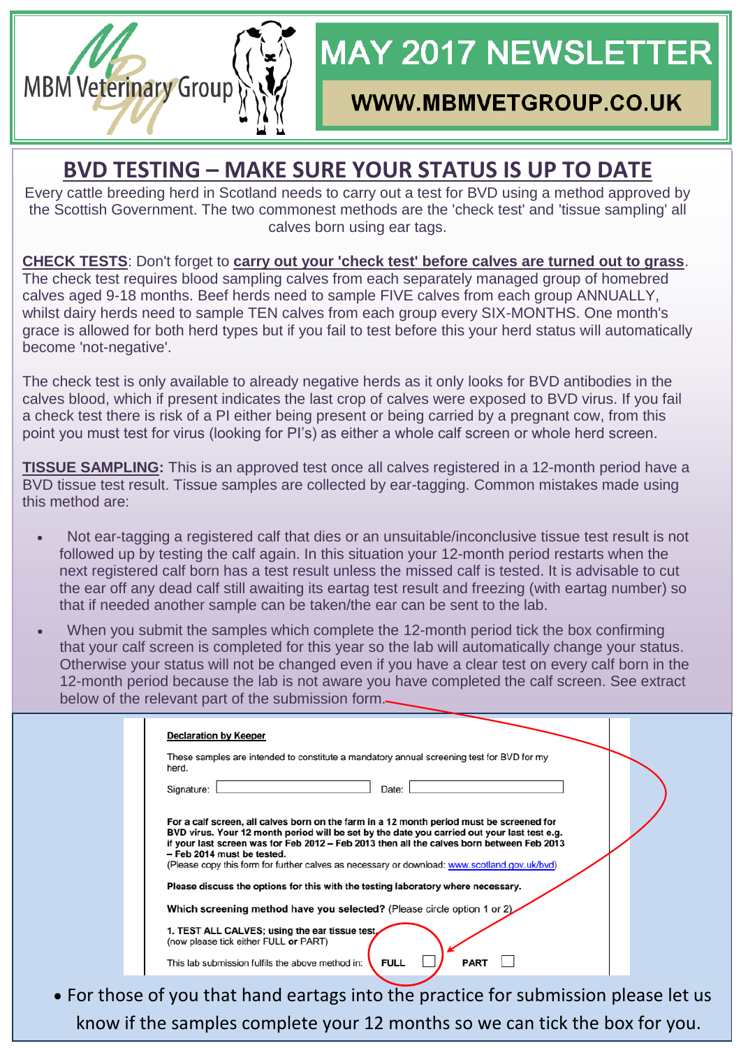MBM Veterinary Group

# MAY 2017 NEWSLETTER

**WWW.MBMVETGROUP.CO.UK**

## BVD TESTING – MAKE SURE YOUR STATUS IS UP TO DATE

Every cattle breeding herd in Scotland needs to carry out a test for BVD using a method approved by the Scottish Government. The two commonest methods are the 'check test' and 'tissue sampling' all calves born using ear tags.

**CHECK TESTS**: Don't forget to **carry out your 'check test' before calves are turned out to grass**. The check test requires blood sampling calves from each separately managed group of homebred calves aged 9-18 months. Beef herds need to sample FIVE calves from each group ANNUALLY, whilst dairy herds need to sample TEN calves from each group every SIX-MONTHS. One month's grace is allowed for both herd types but if you fail to test before this your herd status will automatically become 'not-negative'.

The check test is only available to already negative herds as it only looks for BVD antibodies in the calves blood, which if present indicates the last crop of calves were exposed to BVD virus. If you fail a check test there is risk of a PI either being present or being carried by a pregnant cow, from this point you must test for virus (looking for PI's) as either a whole calf screen or whole herd screen.

**TISSUE SAMPLING:** This is an approved test once all calves registered in a 12-month period have a BVD tissue test result. Tissue samples are collected by ear-tagging. Common mistakes made using this method are:

- Not ear-tagging a registered calf that dies or an unsuitable/inconclusive tissue test result is not followed up by testing the calf again. In this situation your 12-month period restarts when the next registered calf born has a test result unless the missed calf is tested. It is advisable to cut the ear off any dead calf still awaiting its eartag test result and freezing (with eartag number) so that if needed another sample can be taken/the ear can be sent to the lab.
- When you submit the samples which complete the 12-month period tick the box confirming that your calf screen is completed for this year so the lab will automatically change your status. Otherwise your status will not be changed even if you have a clear test on every calf born in the 12-month period because the lab is not aware you have completed the calf screen. See extract below of the relevant part of the submission form.

**Declaration by Keeper**

These samples are intended to constitute a mandatory annual screening test for BVD for my herd.

Signature: ____________ Date: ____________

**For a calf screen, all calves born on the farm in a 12 month period must be screened for BVD virus. Your 12 month period will be set by the date you carried out your last test e.g. if your last screen was for Feb 2012 – Feb 2013 then all the calves born between Feb 2013 – Feb 2014 must be tested.**
(Please copy this form for further calves as necessary or download: www.scotland.gov.uk/bvd)

**Please discuss the options for this with the testing laboratory where necessary.**

**Which screening method have you selected?** (Please circle option 1 or 2)

**1. TEST ALL CALVES; using the ear tissue test.**
(now please tick either FULL **or** PART)

This lab submission fulfils the above method in: **FULL** ☐ **PART** ☐

- For those of you that hand eartags into the practice for submission please let us know if the samples complete your 12 months so we can tick the box for you.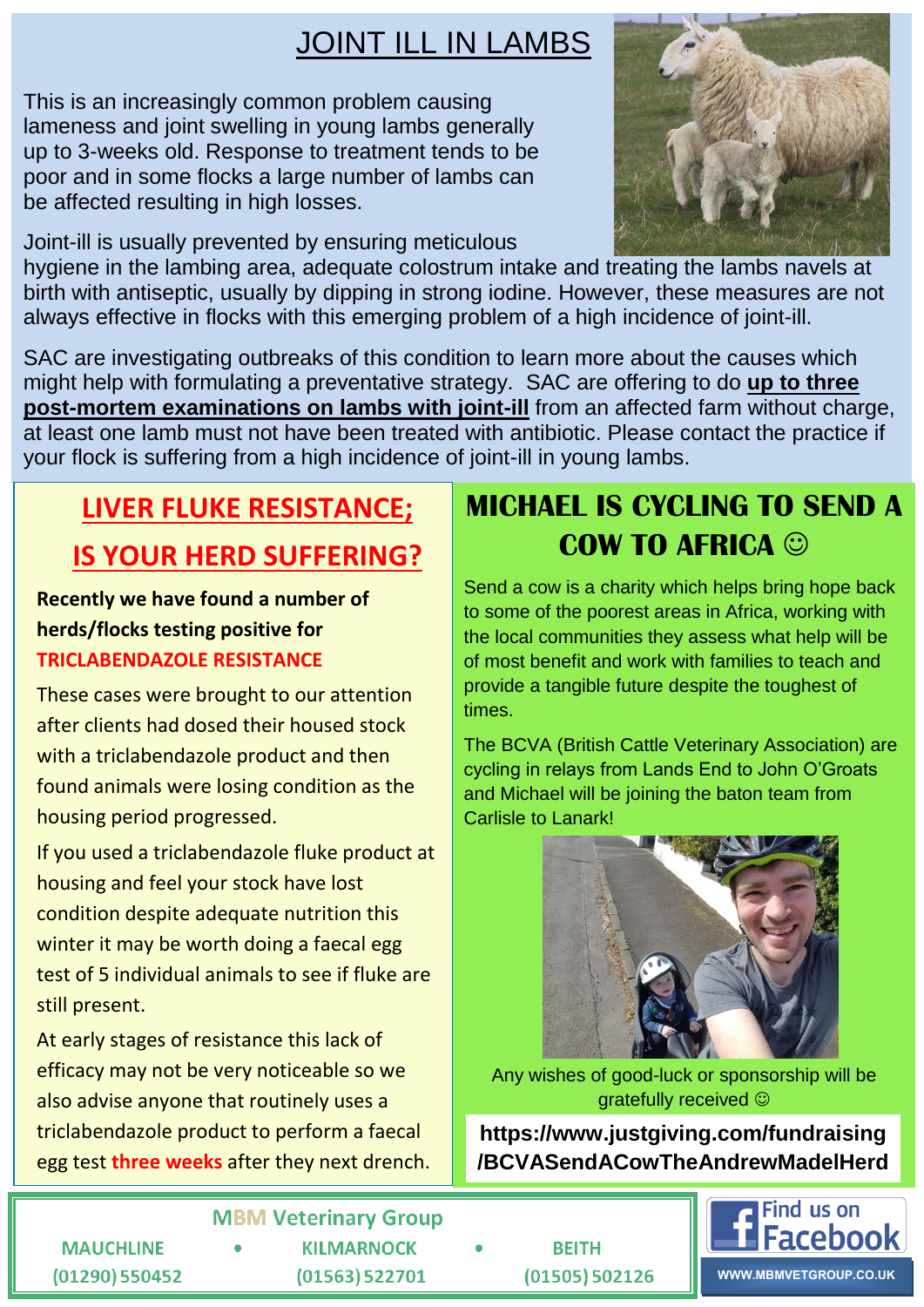# JOINT ILL IN LAMBS

This is an increasingly common problem causing lameness and joint swelling in young lambs generally up to 3-weeks old. Response to treatment tends to be poor and in some flocks a large number of lambs can be affected resulting in high losses.

Joint-ill is usually prevented by ensuring meticulous hygiene in the lambing area, adequate colostrum intake and treating the lambs navels at birth with antiseptic, usually by dipping in strong iodine. However, these measures are not always effective in flocks with this emerging problem of a high incidence of joint-ill.

SAC are investigating outbreaks of this condition to learn more about the causes which might help with formulating a preventative strategy. SAC are offering to do **up to three post-mortem examinations on lambs with joint-ill** from an affected farm without charge, at least one lamb must not have been treated with antibiotic. Please contact the practice if your flock is suffering from a high incidence of joint-ill in young lambs.

## LIVER FLUKE RESISTANCE; IS YOUR HERD SUFFERING?

**Recently we have found a number of herds/flocks testing positive for TRICLABENDAZOLE RESISTANCE**

These cases were brought to our attention after clients had dosed their housed stock with a triclabendazole product and then found animals were losing condition as the housing period progressed.

If you used a triclabendazole fluke product at housing and feel your stock have lost condition despite adequate nutrition this winter it may be worth doing a faecal egg test of 5 individual animals to see if fluke are still present.

At early stages of resistance this lack of efficacy may not be very noticeable so we also advise anyone that routinely uses a triclabendazole product to perform a faecal egg test **three weeks** after they next drench.

## MICHAEL IS CYCLING TO SEND A COW TO AFRICA ☺

Send a cow is a charity which helps bring hope back to some of the poorest areas in Africa, working with the local communities they assess what help will be of most benefit and work with families to teach and provide a tangible future despite the toughest of times.

The BCVA (British Cattle Veterinary Association) are cycling in relays from Lands End to John O'Groats and Michael will be joining the baton team from Carlisle to Lanark!

Any wishes of good-luck or sponsorship will be gratefully received ☺

**https://www.justgiving.com/fundraising/BCVASendACowTheAndrewMadelHerd**

**MBM Veterinary Group**

MAUCHLINE (01290) 550452 • KILMARNOCK (01563) 522701 • BEITH (01505) 502126

Find us on Facebook

WWW.MBMVETGROUP.CO.UK